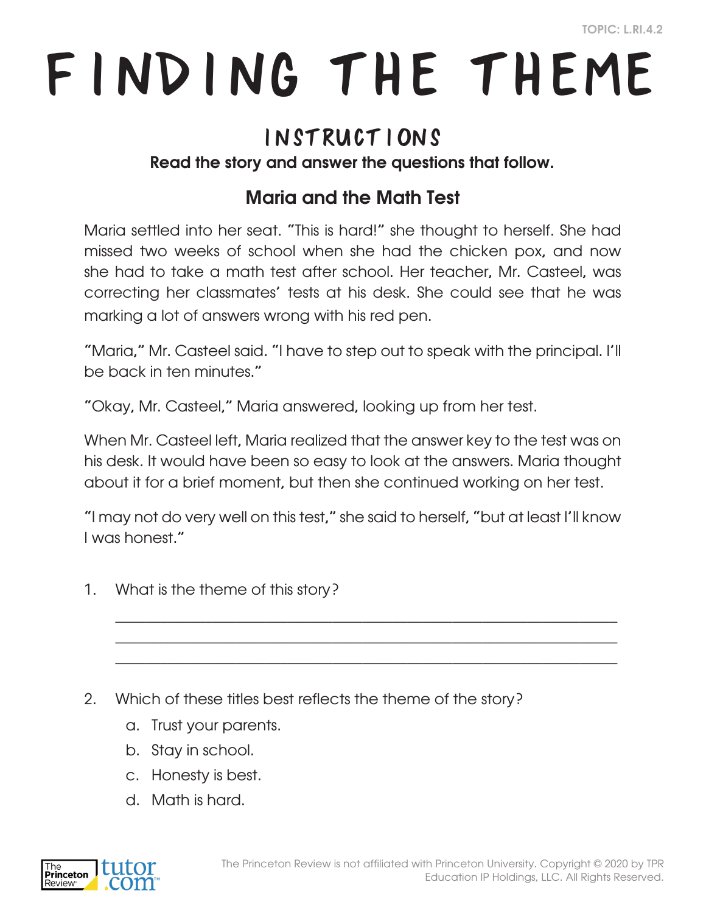TOPIC: L.RI.4.2

# FINDING THE THEME

## INSTRUCTIONS

**Read the story and answer the questions that follow.**

### Maria and the Math Test

Maria settled into her seat. "This is hard!" she thought to herself. She had missed two weeks of school when she had the chicken pox, and now she had to take a math test after school. Her teacher, Mr. Casteel, was correcting her classmates' tests at his desk. She could see that he was marking a lot of answers wrong with his red pen.

"Maria," Mr. Casteel said. "I have to step out to speak with the principal. I'll be back in ten minutes."

"Okay, Mr. Casteel," Maria answered, looking up from her test.

When Mr. Casteel left, Maria realized that the answer key to the test was on his desk. It would have been so easy to look at the answers. Maria thought about it for a brief moment, but then she continued working on her test.

"I may not do very well on this test," she said to herself, "but at least I'll know I was honest."

1. What is the theme of this story?

   ______________________________________________________________

   ______________________________________________________________

   ______________________________________________________________

2. Which of these titles best reflects the theme of the story?

   a. Trust your parents.

   b. Stay in school.

   c. Honesty is best.

   d. Math is hard.

The Princeton Review is not affiliated with Princeton University. Copyright © 2020 by TPR Education IP Holdings, LLC. All Rights Reserved.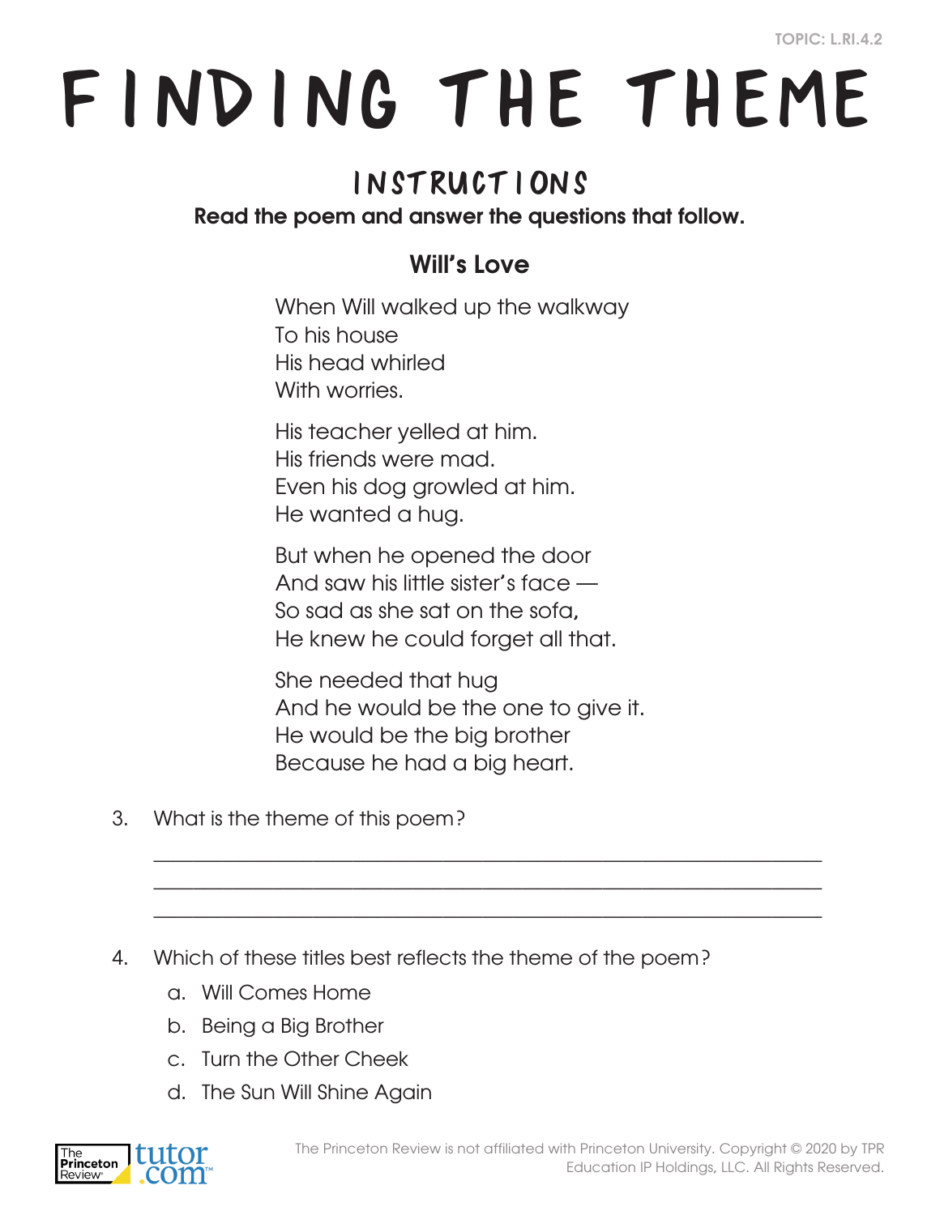TOPIC: L.RI.4.2

# FINDING THE THEME

## INSTRUCTIONS

**Read the poem and answer the questions that follow.**

### Will's Love

When Will walked up the walkway
To his house
His head whirled
With worries.

His teacher yelled at him.
His friends were mad.
Even his dog growled at him.
He wanted a hug.

But when he opened the door
And saw his little sister's face —
So sad as she sat on the sofa,
He knew he could forget all that.

She needed that hug
And he would be the one to give it.
He would be the big brother
Because he had a big heart.

3. What is the theme of this poem?

_______________________________________________

_______________________________________________

_______________________________________________

4. Which of these titles best reflects the theme of the poem?
   a. Will Comes Home
   b. Being a Big Brother
   c. Turn the Other Cheek
   d. The Sun Will Shine Again

The Princeton Review is not affiliated with Princeton University. Copyright © 2020 by TPR Education IP Holdings, LLC. All Rights Reserved.